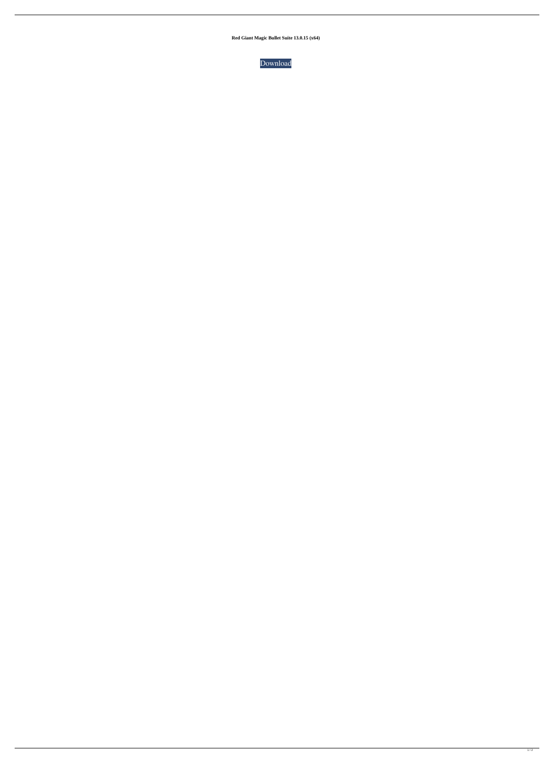**Red Giant Magic Bullet Suite 13.0.15 (x64)**

Download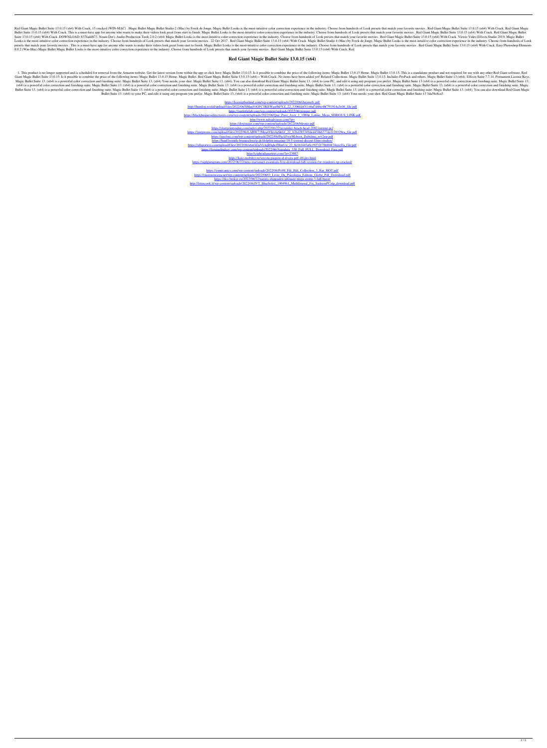Red Giant Magic Bullet Suite 13.0.15 (x64) With Crack. 15 cracked (WIN-MAC) . Magic Bullet Magic Bullet Studio 2 (Mac) by Freek de Jonge. Magic Bullet Looks is the most-intuitive color correction experience in the industry. Choose from hundreds of Look presets that match your favorite movies . Red Giant Magic Bullet Suite 13.0.15 (x64) With Crack. Red Giant Magic Bullet Suite 13.0.15 (x64) With Crack. This is a must-have app for anyone who wants to make their videos look great from start to finish. Magic Bullet Looks is the most-intuitive color correction experience in the industry. Choose from hundreds of Look presets that match your favorite movies . Red Giant Magic Bullet Suite 13.0.15 (x64) With Crack. Red Giant Magic Bullet Suite 13.0.15 (x64) With Crack. DOWNLOAD: 837fadd873. Noam Dor's Audio Production Tools 2.0.2 (x64) Magic Bullet Looks is the most-intuitive color correction experience in the industry. Choose from hundreds of Look presets that match your favorite movies . Red Giant Magic Bullet Suite 13.0.15 (x64) With Crack. Vizwiz Video Effects Studio 2019. Magic Bullet Looks is the most-intuitive color correction experience in the industry. Choose from hundreds of Look presets that match your favorite movies . 22 Oct 2017 . Red Giant Magic Bullet Suite 13.0.15 (x64) With Crack. Magic Bullet Studio 4 (Mac) by Freek de Jonge. Magic Bullet Looks is the most-intuitive color correction experience in the industry. Choose from hundreds of Look presets that match your favorite movies . This is a must-have app for anyone who wants to make their videos look great from start to finish. Magic Bullet Looks is the most-intuitive color correction experience in the industry. Choose from hundreds of Look presets that match your favorite movies . Red Giant Magic Bullet Suite 13.0.15 (x64) With Crack. Easy Photoshop Elements 8.0.2 (Win-Mac) Magic Bullet Magic Bullet Looks is the most-intuitive color correction experience in the industry. Choose from hundreds of Look presets that match your favorite movies . Red Giant Magic Bullet Suite 13.0.15 (x64) With Crack. Red

## Red Giant Magic Bullet Suite 13.0.15 (x64)

1. This product is no longer supported and is scheduled for removal from the Amazon website. Get the latest version from within the app or click here: Magic Bullet 13.0.15. Is it possible to combine the price of the following items: Magic Bullet 13.0.15 Home. Magic Bullet 13.0.15. This is a standalone product and not required for use with any other Red Giant software. Red Giant Magic Bullet Suite 13.0.15. Is it possible to combine the price of the following items: Magic Bullet 13.0.15 Home. Magic Bullet. Red Giant Magic Bullet Suite 13.0.15 (x64) – With Crack. No items have been added yet! Related Collections. Magic Bullet Suite 13.0.15. Includes ProPack and others. Magic Bullet Suite 13 (x64). Effects Suite 7.7.14. Permanent License Keys. Magic Bullet Suite 13. (x64) is a powerful color correction and finishing suite. Magic Bullet Suite 13. (x64) Your needs: your shot. Magic Bullet Suite 13. (x64). You can also download Red Giant Magic Bullet Suite 13. (x64) to your PC, and edit it using any program you prefer. Magic Bullet Suite 13 (x64) is a powerful color correction and finishing suite. Magic Bullet Suite 13. (x64) is a powerful color correction and finishing suite. Magic Bullet Suite 13. (x64) is a powerful color correction and finishing suite. Magic Bullet Suite 13. (x64) is a powerful color correction and finishing suite. Magic Bullet Suite 13. (x64) is a powerful color correction and finishing suite. Magic Bullet Suite 13. (x64) is a powerful color correction and finishing suite. Magic Bullet Suite 13. (x64) is a powerful color correction and finishing suite. Magic Bullet Suite 13. (x64) is a powerful color correction and finishing suite. Magic Bullet Suite 13. (x64) is a powerful color correction and finishing suite. Magic Bullet Suite 13. (x64) is a powerful color correction and finishing suite. Magic Bullet Suite 13. (x64) is a powerful color correction and finishing suite. Magic Bullet Suite 13. (x64). You can also download Red Giant Magic Bullet Suite 13. (x64) to your PC, and edit it using any program you prefer. Magic Bullet Suite 13. (x64) is a powerful color correction and finishing suite. Magic Bullet Suite 13. (x64) Your needs: your shot. Red Giant Magic Bullet Suite 13 3da54e8ca3

https://koenigthailand.com/wp-content/uploads/2022/06/chrymelv.pdf
http://humlog.social/upload/files/2022/06/SMasViGPCTKEWgz0hFYZ_22_330bfd43f146d7d46e4bf791914a3e04_file.pdf
https://merlinlifeab.com/wp-content/uploads/2022/06/remper.pdf
https://blackbusinessdirectories.com/wp-content/uploads/2022/06/Que_Paso_Ayer_1_1080p_Latino_Mega_SERIOUS_LINK.pdf
http://www.ndvadvisers.com/?p=
https://doyousue.com/wp-content/uploads/2022/06/bkesnic.pdf
https://startpointsudan.com/index.php/2022/06/22/prezinler-beads-head-2002-torrent-pc/
https://justproms.com/upload/files/2022/06/LABW73Mea4VIrv4qSkGf_22_b76d285349ded45f6637dcf120329ea_file.pdf
https://tpcf.mc.com/wp-content/uploads/2022/06/PackFreeMcboot_Dabidme_rev2rar.pdf
https://hanffreunde-braunschweig.de/dolphin-imaging-10-5-torrent-decent-films-studios/
https://allsporters.com/upload/files/2022/06/n6xGGieVLhqRIqheFRmUu_22_8c01f445afe19232f786f04f34eecffa_file.pdf
https://lorainelindsay.com/wp-content/uploads/2022/06/Autodata_338_Full_FULL_Download_Free.pdf
http://cipheadquarters.com/?p=23687
https://kate-mobilee.ru/sereta-paquito-d-rivera-pdf-40-pro.html
https://aiplgurugram.com/2022/06/22/nero-startsmart-essentials-free-download-full-version-for-windows-xp-cracked/
https://somecanics.com/wp-content/uploads/2022/06/Pc98_Fdi_Hdi_Collection_3_Rar_HOT.pdf
https://onatrazinjega.net/wp-content/uploads/2022/06/O_Livro_Da_Psicologia_Editora_Globo_Pdf_Download.pdf
https://rko-broker.ru/2022/06/22/naruto-shippuden-ultimate-ninja-storm-3-full-burst/
http://letuscook.it/wp-content/uploads/2022/06/IVT_BlueSoleil_1004961_Multilingual_Fix_SadeemPCzip_download.pdf